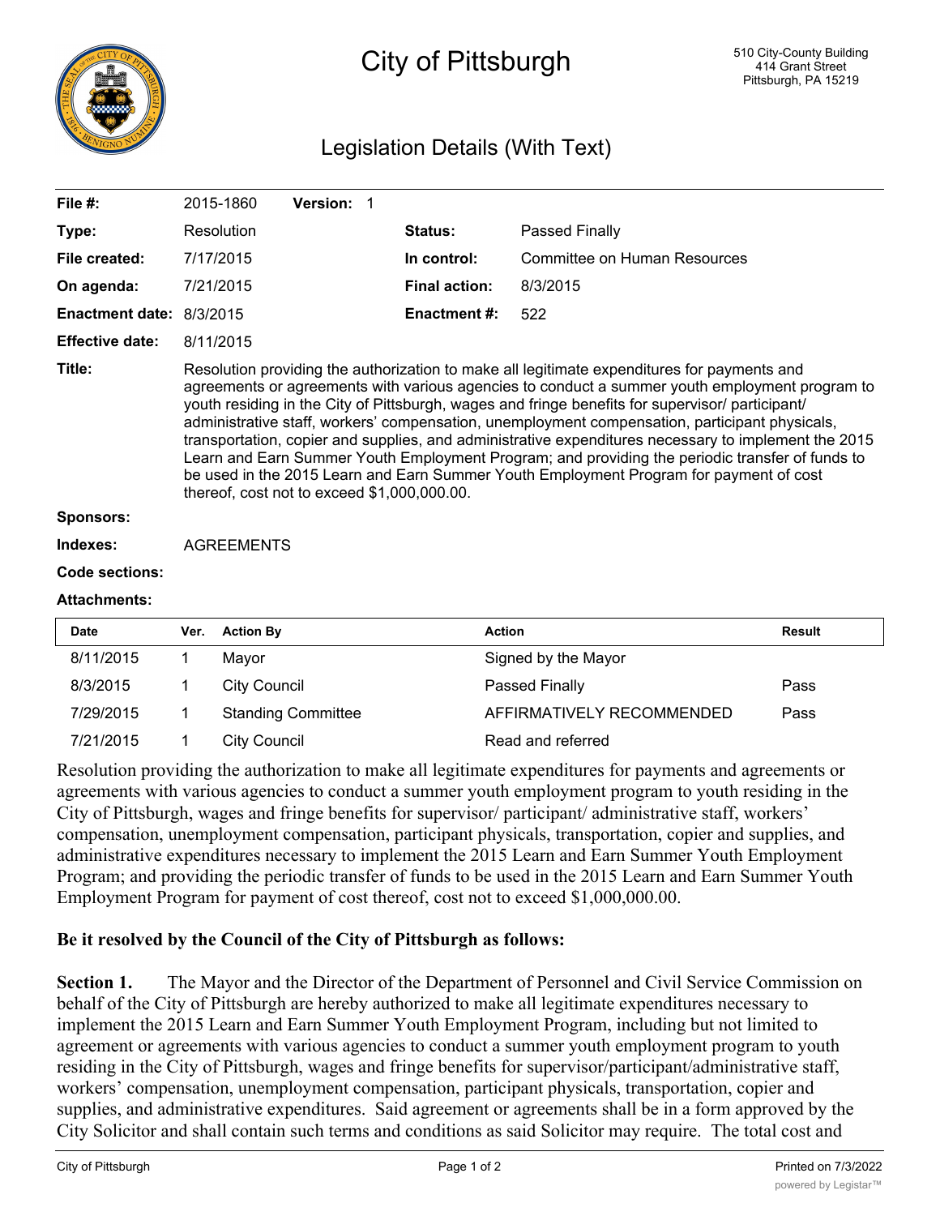# City of Pittsburgh

510 City-County Building
414 Grant Street
Pittsburgh, PA 15219

## Legislation Details (With Text)

| | | | |
|---|---|---|---|
| **File #:** | 2015-1860 **Version:** 1 | | |
| **Type:** | Resolution | **Status:** | Passed Finally |
| **File created:** | 7/17/2015 | **In control:** | Committee on Human Resources |
| **On agenda:** | 7/21/2015 | **Final action:** | 8/3/2015 |
| **Enactment date:** | 8/3/2015 | **Enactment #:** | 522 |
| **Effective date:** | 8/11/2015 | | |

**Title:** Resolution providing the authorization to make all legitimate expenditures for payments and agreements or agreements with various agencies to conduct a summer youth employment program to youth residing in the City of Pittsburgh, wages and fringe benefits for supervisor/ participant/ administrative staff, workers' compensation, unemployment compensation, participant physicals, transportation, copier and supplies, and administrative expenditures necessary to implement the 2015 Learn and Earn Summer Youth Employment Program; and providing the periodic transfer of funds to be used in the 2015 Learn and Earn Summer Youth Employment Program for payment of cost thereof, cost not to exceed $1,000,000.00.

**Sponsors:**

**Indexes:** AGREEMENTS

**Code sections:**

**Attachments:**

| Date | Ver. | Action By | Action | Result |
|---|---|---|---|---|
| 8/11/2015 | 1 | Mayor | Signed by the Mayor | |
| 8/3/2015 | 1 | City Council | Passed Finally | Pass |
| 7/29/2015 | 1 | Standing Committee | AFFIRMATIVELY RECOMMENDED | Pass |
| 7/21/2015 | 1 | City Council | Read and referred | |

Resolution providing the authorization to make all legitimate expenditures for payments and agreements or agreements with various agencies to conduct a summer youth employment program to youth residing in the City of Pittsburgh, wages and fringe benefits for supervisor/ participant/ administrative staff, workers' compensation, unemployment compensation, participant physicals, transportation, copier and supplies, and administrative expenditures necessary to implement the 2015 Learn and Earn Summer Youth Employment Program; and providing the periodic transfer of funds to be used in the 2015 Learn and Earn Summer Youth Employment Program for payment of cost thereof, cost not to exceed $1,000,000.00.

**Be it resolved by the Council of the City of Pittsburgh as follows:**

**Section 1.** The Mayor and the Director of the Department of Personnel and Civil Service Commission on behalf of the City of Pittsburgh are hereby authorized to make all legitimate expenditures necessary to implement the 2015 Learn and Earn Summer Youth Employment Program, including but not limited to agreement or agreements with various agencies to conduct a summer youth employment program to youth residing in the City of Pittsburgh, wages and fringe benefits for supervisor/participant/administrative staff, workers' compensation, unemployment compensation, participant physicals, transportation, copier and supplies, and administrative expenditures. Said agreement or agreements shall be in a form approved by the City Solicitor and shall contain such terms and conditions as said Solicitor may require. The total cost and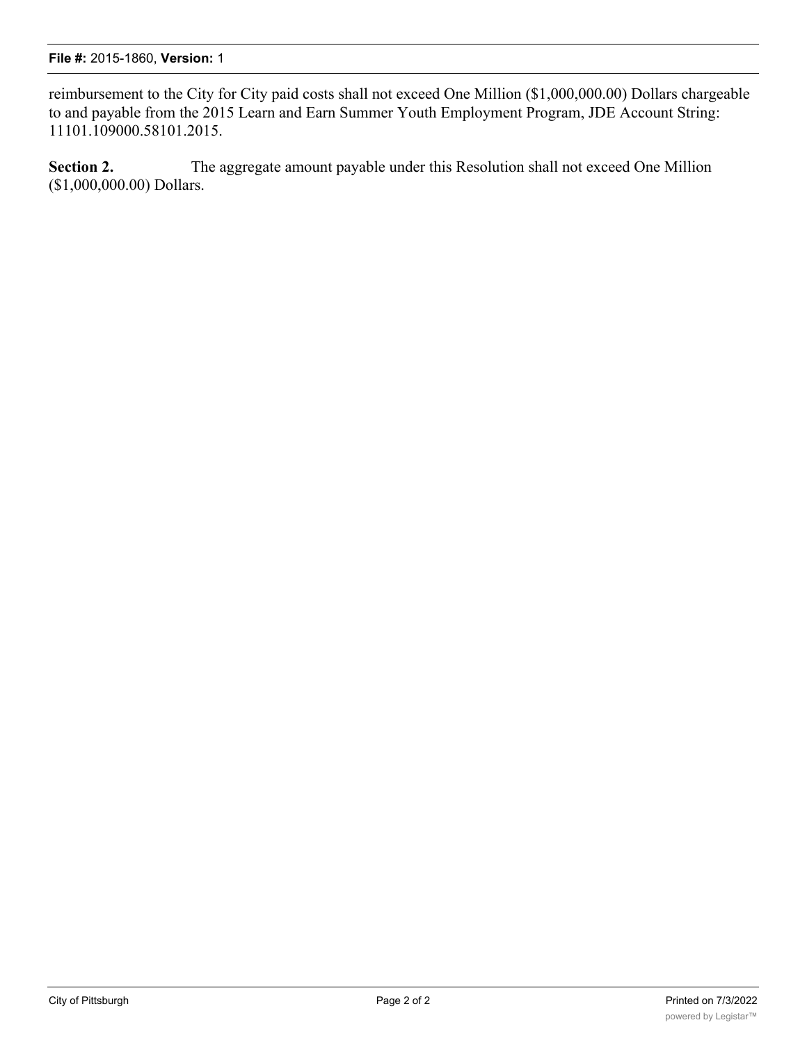reimbursement to the City for City paid costs shall not exceed One Million ($1,000,000.00) Dollars chargeable to and payable from the 2015 Learn and Earn Summer Youth Employment Program, JDE Account String: 11101.109000.58101.2015.

**Section 2.** The aggregate amount payable under this Resolution shall not exceed One Million ($1,000,000.00) Dollars.